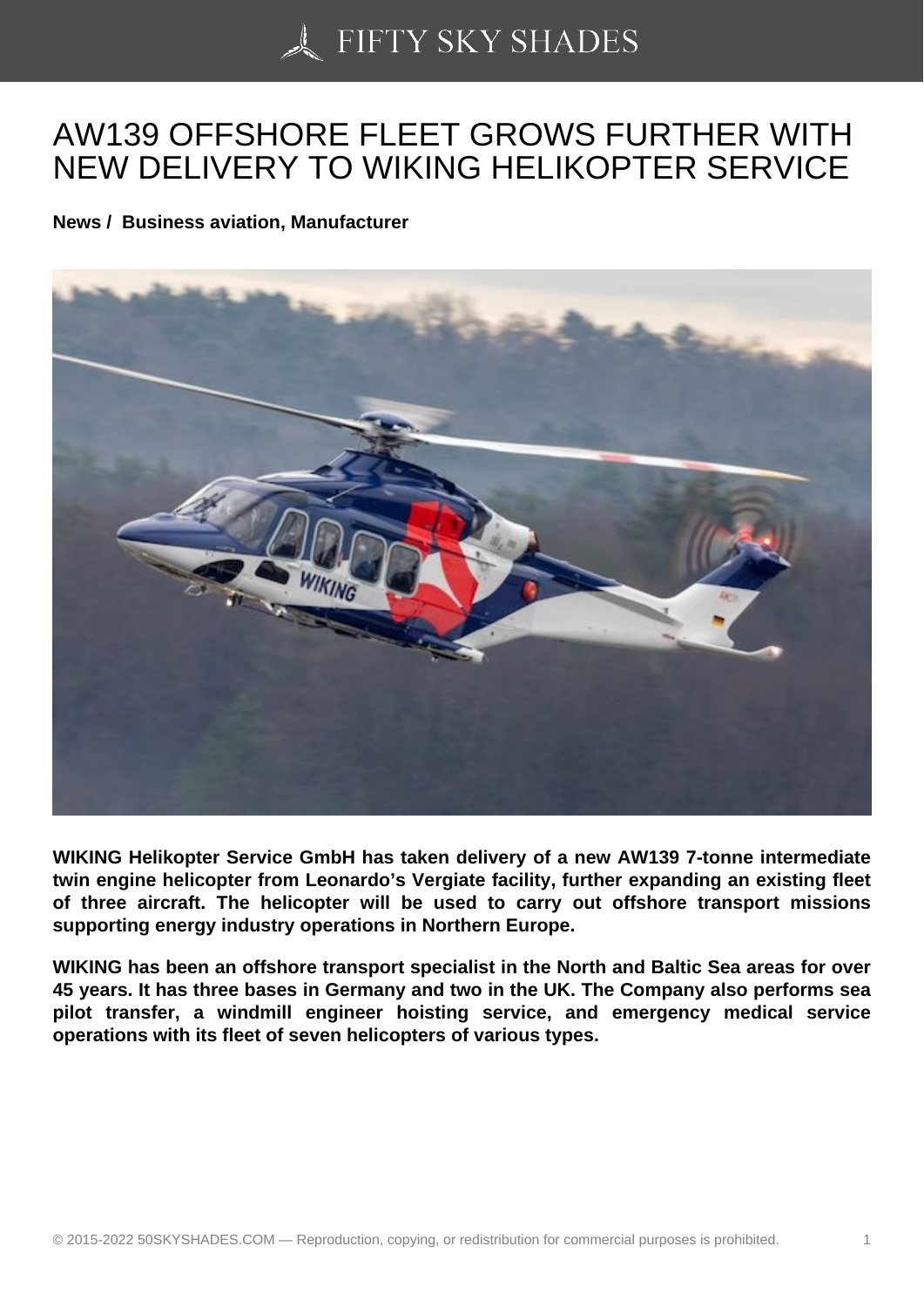# AW139 OFFSHORE FLEET GROWS FURTHER WITH NEW DELIVERY TO WIKING HELIKOPTER SERVICE

**News / Business aviation, Manufacturer**

**WIKING Helikopter Service GmbH has taken delivery of a new AW139 7-tonne intermediate twin engine helicopter from Leonardo's Vergiate facility, further expanding an existing fleet of three aircraft. The helicopter will be used to carry out offshore transport missions supporting energy industry operations in Northern Europe.**

**WIKING has been an offshore transport specialist in the North and Baltic Sea areas for over 45 years. It has three bases in Germany and two in the UK. The Company also performs sea pilot transfer, a windmill engineer hoisting service, and emergency medical service operations with its fleet of seven helicopters of various types.**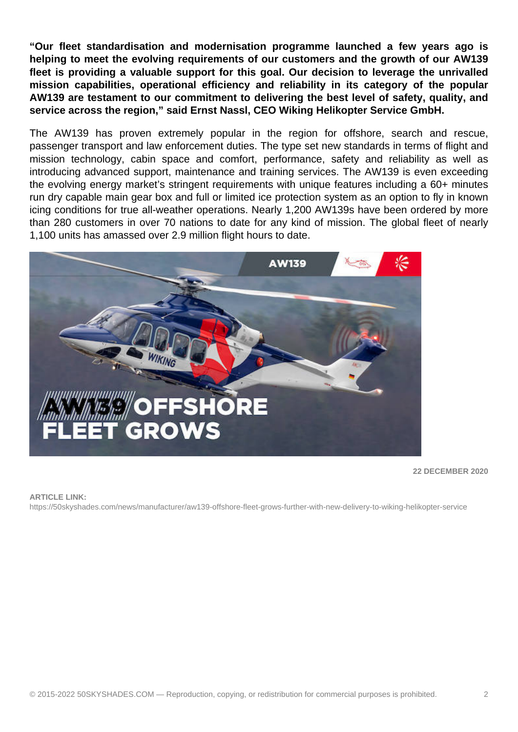**“Our fleet standardisation and modernisation programme launched a few years ago is helping to meet the evolving requirements of our customers and the growth of our AW139 fleet is providing a valuable support for this goal. Our decision to leverage the unrivalled mission capabilities, operational efficiency and reliability in its category of the popular AW139 are testament to our commitment to delivering the best level of safety, quality, and service across the region,” said Ernst Nassl, CEO Wiking Helikopter Service GmbH.**

The AW139 has proven extremely popular in the region for offshore, search and rescue, passenger transport and law enforcement duties. The type set new standards in terms of flight and mission technology, cabin space and comfort, performance, safety and reliability as well as introducing advanced support, maintenance and training services. The AW139 is even exceeding the evolving energy market’s stringent requirements with unique features including a 60+ minutes run dry capable main gear box and full or limited ice protection system as an option to fly in known icing conditions for true all-weather operations. Nearly 1,200 AW139s have been ordered by more than 280 customers in over 70 nations to date for any kind of mission. The global fleet of nearly 1,100 units has amassed over 2.9 million flight hours to date.

**22 DECEMBER 2020**

**ARTICLE LINK:**
https://50skyshades.com/news/manufacturer/aw139-offshore-fleet-grows-further-with-new-delivery-to-wiking-helikopter-service